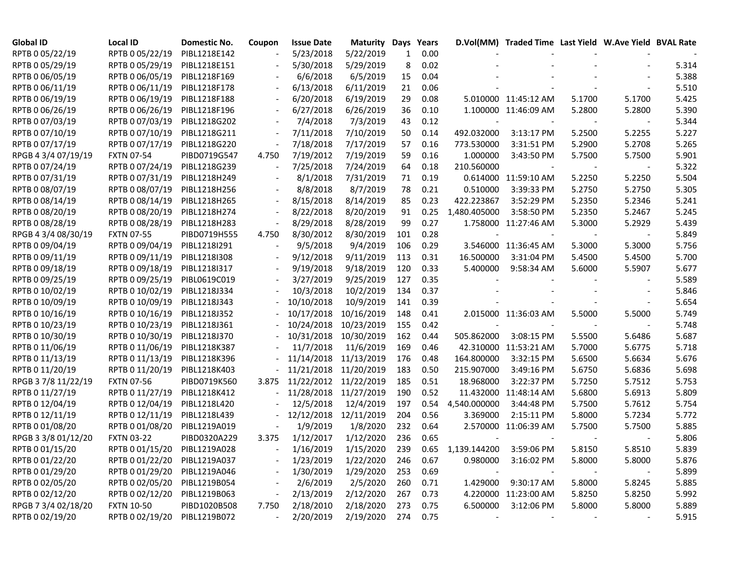| Global ID | Local ID | Domestic No. | Coupon | Issue Date | Maturity | Days | Years | D.Vol(MM) | Traded Time | Last Yield | W.Ave Yield | BVAL Rate |
|---|---|---|---|---|---|---|---|---|---|---|---|---|
| RPTB 0 05/22/19 | RPTB 0 05/22/19 | PIBL1218E142 | - | 5/23/2018 | 5/22/2019 | 1 | 0.00 | - | - | - | - | - |
| RPTB 0 05/29/19 | RPTB 0 05/29/19 | PIBL1218E151 | - | 5/30/2018 | 5/29/2019 | 8 | 0.02 | - | - | - | - | 5.314 |
| RPTB 0 06/05/19 | RPTB 0 06/05/19 | PIBL1218F169 | - | 6/6/2018 | 6/5/2019 | 15 | 0.04 | - | - | - | - | 5.388 |
| RPTB 0 06/11/19 | RPTB 0 06/11/19 | PIBL1218F178 | - | 6/13/2018 | 6/11/2019 | 21 | 0.06 | - | - | - | - | 5.510 |
| RPTB 0 06/19/19 | RPTB 0 06/19/19 | PIBL1218F188 | - | 6/20/2018 | 6/19/2019 | 29 | 0.08 | 5.010000 | 11:45:12 AM | 5.1700 | 5.1700 | 5.425 |
| RPTB 0 06/26/19 | RPTB 0 06/26/19 | PIBL1218F196 | - | 6/27/2018 | 6/26/2019 | 36 | 0.10 | 1.100000 | 11:46:09 AM | 5.2800 | 5.2800 | 5.390 |
| RPTB 0 07/03/19 | RPTB 0 07/03/19 | PIBL1218G202 | - | 7/4/2018 | 7/3/2019 | 43 | 0.12 | - | - | - | - | 5.344 |
| RPTB 0 07/10/19 | RPTB 0 07/10/19 | PIBL1218G211 | - | 7/11/2018 | 7/10/2019 | 50 | 0.14 | 492.032000 | 3:13:17 PM | 5.2500 | 5.2255 | 5.227 |
| RPTB 0 07/17/19 | RPTB 0 07/17/19 | PIBL1218G220 | - | 7/18/2018 | 7/17/2019 | 57 | 0.16 | 773.530000 | 3:31:51 PM | 5.2900 | 5.2708 | 5.265 |
| RPGB 4 3/4 07/19/19 | FXTN 07-54 | PIBD0719G547 | 4.750 | 7/19/2012 | 7/19/2019 | 59 | 0.16 | 1.000000 | 3:43:50 PM | 5.7500 | 5.7500 | 5.901 |
| RPTB 0 07/24/19 | RPTB 0 07/24/19 | PIBL1218G239 | - | 7/25/2018 | 7/24/2019 | 64 | 0.18 | 210.560000 | - | - | - | 5.322 |
| RPTB 0 07/31/19 | RPTB 0 07/31/19 | PIBL1218H249 | - | 8/1/2018 | 7/31/2019 | 71 | 0.19 | 0.614000 | 11:59:10 AM | 5.2250 | 5.2250 | 5.504 |
| RPTB 0 08/07/19 | RPTB 0 08/07/19 | PIBL1218H256 | - | 8/8/2018 | 8/7/2019 | 78 | 0.21 | 0.510000 | 3:39:33 PM | 5.2750 | 5.2750 | 5.305 |
| RPTB 0 08/14/19 | RPTB 0 08/14/19 | PIBL1218H265 | - | 8/15/2018 | 8/14/2019 | 85 | 0.23 | 422.223867 | 3:52:29 PM | 5.2350 | 5.2346 | 5.241 |
| RPTB 0 08/20/19 | RPTB 0 08/20/19 | PIBL1218H274 | - | 8/22/2018 | 8/20/2019 | 91 | 0.25 | 1,480.405000 | 3:58:50 PM | 5.2350 | 5.2467 | 5.245 |
| RPTB 0 08/28/19 | RPTB 0 08/28/19 | PIBL1218H283 | - | 8/29/2018 | 8/28/2019 | 99 | 0.27 | 1.758000 | 11:27:46 AM | 5.3000 | 5.2929 | 5.439 |
| RPGB 4 3/4 08/30/19 | FXTN 07-55 | PIBD0719H555 | 4.750 | 8/30/2012 | 8/30/2019 | 101 | 0.28 | - | - | - | - | 5.849 |
| RPTB 0 09/04/19 | RPTB 0 09/04/19 | PIBL1218I291 | - | 9/5/2018 | 9/4/2019 | 106 | 0.29 | 3.546000 | 11:36:45 AM | 5.3000 | 5.3000 | 5.756 |
| RPTB 0 09/11/19 | RPTB 0 09/11/19 | PIBL1218I308 | - | 9/12/2018 | 9/11/2019 | 113 | 0.31 | 16.500000 | 3:31:04 PM | 5.4500 | 5.4500 | 5.700 |
| RPTB 0 09/18/19 | RPTB 0 09/18/19 | PIBL1218I317 | - | 9/19/2018 | 9/18/2019 | 120 | 0.33 | 5.400000 | 9:58:34 AM | 5.6000 | 5.5907 | 5.677 |
| RPTB 0 09/25/19 | RPTB 0 09/25/19 | PIBL0619C019 | - | 3/27/2019 | 9/25/2019 | 127 | 0.35 | - | - | - | - | 5.589 |
| RPTB 0 10/02/19 | RPTB 0 10/02/19 | PIBL1218J334 | - | 10/3/2018 | 10/2/2019 | 134 | 0.37 | - | - | - | - | 5.846 |
| RPTB 0 10/09/19 | RPTB 0 10/09/19 | PIBL1218J343 | - | 10/10/2018 | 10/9/2019 | 141 | 0.39 | - | - | - | - | 5.654 |
| RPTB 0 10/16/19 | RPTB 0 10/16/19 | PIBL1218J352 | - | 10/17/2018 | 10/16/2019 | 148 | 0.41 | 2.015000 | 11:36:03 AM | 5.5000 | 5.5000 | 5.749 |
| RPTB 0 10/23/19 | RPTB 0 10/23/19 | PIBL1218J361 | - | 10/24/2018 | 10/23/2019 | 155 | 0.42 | - | - | - | - | 5.748 |
| RPTB 0 10/30/19 | RPTB 0 10/30/19 | PIBL1218J370 | - | 10/31/2018 | 10/30/2019 | 162 | 0.44 | 505.862000 | 3:08:15 PM | 5.5500 | 5.6486 | 5.687 |
| RPTB 0 11/06/19 | RPTB 0 11/06/19 | PIBL1218K387 | - | 11/7/2018 | 11/6/2019 | 169 | 0.46 | 42.310000 | 11:53:21 AM | 5.7000 | 5.6775 | 5.718 |
| RPTB 0 11/13/19 | RPTB 0 11/13/19 | PIBL1218K396 | - | 11/14/2018 | 11/13/2019 | 176 | 0.48 | 164.800000 | 3:32:15 PM | 5.6500 | 5.6634 | 5.676 |
| RPTB 0 11/20/19 | RPTB 0 11/20/19 | PIBL1218K403 | - | 11/21/2018 | 11/20/2019 | 183 | 0.50 | 215.907000 | 3:49:16 PM | 5.6750 | 5.6836 | 5.698 |
| RPGB 3 7/8 11/22/19 | FXTN 07-56 | PIBD0719K560 | 3.875 | 11/22/2012 | 11/22/2019 | 185 | 0.51 | 18.968000 | 3:22:37 PM | 5.7250 | 5.7512 | 5.753 |
| RPTB 0 11/27/19 | RPTB 0 11/27/19 | PIBL1218K412 | - | 11/28/2018 | 11/27/2019 | 190 | 0.52 | 11.432000 | 11:48:14 AM | 5.6800 | 5.6913 | 5.809 |
| RPTB 0 12/04/19 | RPTB 0 12/04/19 | PIBL1218L420 | - | 12/5/2018 | 12/4/2019 | 197 | 0.54 | 4,540.000000 | 3:44:48 PM | 5.7500 | 5.7612 | 5.754 |
| RPTB 0 12/11/19 | RPTB 0 12/11/19 | PIBL1218L439 | - | 12/12/2018 | 12/11/2019 | 204 | 0.56 | 3.369000 | 2:15:11 PM | 5.8000 | 5.7234 | 5.772 |
| RPTB 0 01/08/20 | RPTB 0 01/08/20 | PIBL1219A019 | - | 1/9/2019 | 1/8/2020 | 232 | 0.64 | 2.570000 | 11:06:39 AM | 5.7500 | 5.7500 | 5.885 |
| RPGB 3 3/8 01/12/20 | FXTN 03-22 | PIBD0320A229 | 3.375 | 1/12/2017 | 1/12/2020 | 236 | 0.65 | - | - | - | - | 5.806 |
| RPTB 0 01/15/20 | RPTB 0 01/15/20 | PIBL1219A028 | - | 1/16/2019 | 1/15/2020 | 239 | 0.65 | 1,139.144200 | 3:59:06 PM | 5.8150 | 5.8510 | 5.839 |
| RPTB 0 01/22/20 | RPTB 0 01/22/20 | PIBL1219A037 | - | 1/23/2019 | 1/22/2020 | 246 | 0.67 | 0.980000 | 3:16:02 PM | 5.8000 | 5.8000 | 5.876 |
| RPTB 0 01/29/20 | RPTB 0 01/29/20 | PIBL1219A046 | - | 1/30/2019 | 1/29/2020 | 253 | 0.69 | - | - | - | - | 5.899 |
| RPTB 0 02/05/20 | RPTB 0 02/05/20 | PIBL1219B054 | - | 2/6/2019 | 2/5/2020 | 260 | 0.71 | 1.429000 | 9:30:17 AM | 5.8000 | 5.8245 | 5.885 |
| RPTB 0 02/12/20 | RPTB 0 02/12/20 | PIBL1219B063 | - | 2/13/2019 | 2/12/2020 | 267 | 0.73 | 4.220000 | 11:23:00 AM | 5.8250 | 5.8250 | 5.992 |
| RPGB 7 3/4 02/18/20 | FXTN 10-50 | PIBD1020B508 | 7.750 | 2/18/2010 | 2/18/2020 | 273 | 0.75 | 6.500000 | 3:12:06 PM | 5.8000 | 5.8000 | 5.889 |
| RPTB 0 02/19/20 | RPTB 0 02/19/20 | PIBL1219B072 | - | 2/20/2019 | 2/19/2020 | 274 | 0.75 | - | - | - | - | 5.915 |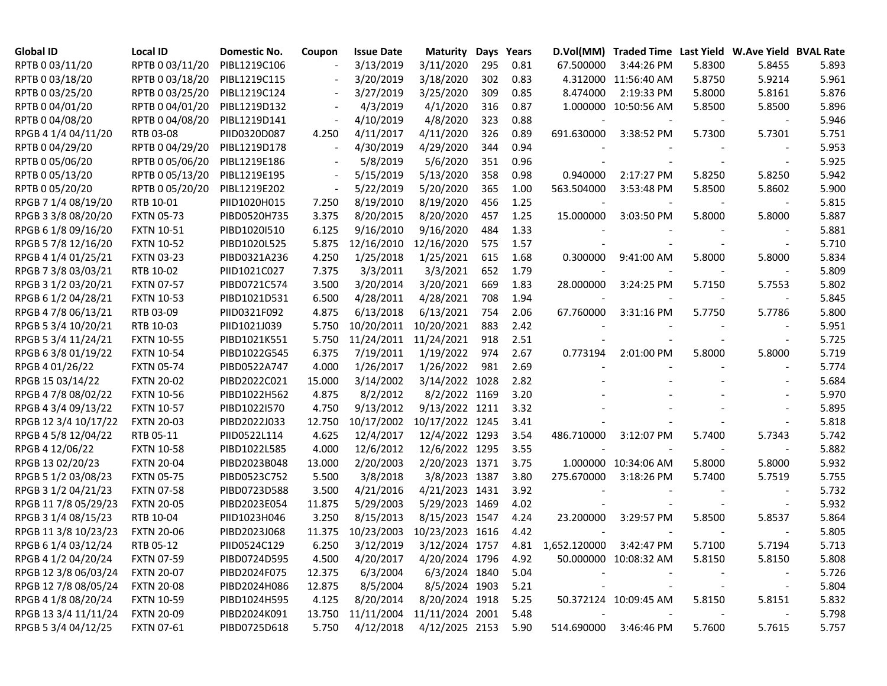| Global ID | Local ID | Domestic No. | Coupon | Issue Date | Maturity | Days | Years | D.Vol(MM) | Traded Time | Last Yield | W.Ave Yield | BVAL Rate |
|---|---|---|---|---|---|---|---|---|---|---|---|---|
| RPTB 0 03/11/20 | RPTB 0 03/11/20 | PIBL1219C106 | - | 3/13/2019 | 3/11/2020 | 295 | 0.81 | 67.500000 | 3:44:26 PM | 5.8300 | 5.8455 | 5.893 |
| RPTB 0 03/18/20 | RPTB 0 03/18/20 | PIBL1219C115 | - | 3/20/2019 | 3/18/2020 | 302 | 0.83 | 4.312000 | 11:56:40 AM | 5.8750 | 5.9214 | 5.961 |
| RPTB 0 03/25/20 | RPTB 0 03/25/20 | PIBL1219C124 | - | 3/27/2019 | 3/25/2020 | 309 | 0.85 | 8.474000 | 2:19:33 PM | 5.8000 | 5.8161 | 5.876 |
| RPTB 0 04/01/20 | RPTB 0 04/01/20 | PIBL1219D132 | - | 4/3/2019 | 4/1/2020 | 316 | 0.87 | 1.000000 | 10:50:56 AM | 5.8500 | 5.8500 | 5.896 |
| RPTB 0 04/08/20 | RPTB 0 04/08/20 | PIBL1219D141 | - | 4/10/2019 | 4/8/2020 | 323 | 0.88 | - | - | - | - | 5.946 |
| RPGB 4 1/4 04/11/20 | RTB 03-08 | PIID0320D087 | 4.250 | 4/11/2017 | 4/11/2020 | 326 | 0.89 | 691.630000 | 3:38:52 PM | 5.7300 | 5.7301 | 5.751 |
| RPTB 0 04/29/20 | RPTB 0 04/29/20 | PIBL1219D178 | - | 4/30/2019 | 4/29/2020 | 344 | 0.94 | - | - | - | - | 5.953 |
| RPTB 0 05/06/20 | RPTB 0 05/06/20 | PIBL1219E186 | - | 5/8/2019 | 5/6/2020 | 351 | 0.96 | - | - | - | - | 5.925 |
| RPTB 0 05/13/20 | RPTB 0 05/13/20 | PIBL1219E195 | - | 5/15/2019 | 5/13/2020 | 358 | 0.98 | 0.940000 | 2:17:27 PM | 5.8250 | 5.8250 | 5.942 |
| RPTB 0 05/20/20 | RPTB 0 05/20/20 | PIBL1219E202 | - | 5/22/2019 | 5/20/2020 | 365 | 1.00 | 563.504000 | 3:53:48 PM | 5.8500 | 5.8602 | 5.900 |
| RPGB 7 1/4 08/19/20 | RTB 10-01 | PIID1020H015 | 7.250 | 8/19/2010 | 8/19/2020 | 456 | 1.25 | - | - | - | - | 5.815 |
| RPGB 3 3/8 08/20/20 | FXTN 05-73 | PIBD0520H735 | 3.375 | 8/20/2015 | 8/20/2020 | 457 | 1.25 | 15.000000 | 3:03:50 PM | 5.8000 | 5.8000 | 5.887 |
| RPGB 6 1/8 09/16/20 | FXTN 10-51 | PIBD1020I510 | 6.125 | 9/16/2010 | 9/16/2020 | 484 | 1.33 | - | - | - | - | 5.881 |
| RPGB 5 7/8 12/16/20 | FXTN 10-52 | PIBD1020L525 | 5.875 | 12/16/2010 | 12/16/2020 | 575 | 1.57 | - | - | - | - | 5.710 |
| RPGB 4 1/4 01/25/21 | FXTN 03-23 | PIBD0321A236 | 4.250 | 1/25/2018 | 1/25/2021 | 615 | 1.68 | 0.300000 | 9:41:00 AM | 5.8000 | 5.8000 | 5.834 |
| RPGB 7 3/8 03/03/21 | RTB 10-02 | PIID1021C027 | 7.375 | 3/3/2011 | 3/3/2021 | 652 | 1.79 | - | - | - | - | 5.809 |
| RPGB 3 1/2 03/20/21 | FXTN 07-57 | PIBD0721C574 | 3.500 | 3/20/2014 | 3/20/2021 | 669 | 1.83 | 28.000000 | 3:24:25 PM | 5.7150 | 5.7553 | 5.802 |
| RPGB 6 1/2 04/28/21 | FXTN 10-53 | PIBD1021D531 | 6.500 | 4/28/2011 | 4/28/2021 | 708 | 1.94 | - | - | - | - | 5.845 |
| RPGB 4 7/8 06/13/21 | RTB 03-09 | PIID0321F092 | 4.875 | 6/13/2018 | 6/13/2021 | 754 | 2.06 | 67.760000 | 3:31:16 PM | 5.7750 | 5.7786 | 5.800 |
| RPGB 5 3/4 10/20/21 | RTB 10-03 | PIID1021J039 | 5.750 | 10/20/2011 | 10/20/2021 | 883 | 2.42 | - | - | - | - | 5.951 |
| RPGB 5 3/4 11/24/21 | FXTN 10-55 | PIBD1021K551 | 5.750 | 11/24/2011 | 11/24/2021 | 918 | 2.51 | - | - | - | - | 5.725 |
| RPGB 6 3/8 01/19/22 | FXTN 10-54 | PIBD1022G545 | 6.375 | 7/19/2011 | 1/19/2022 | 974 | 2.67 | 0.773194 | 2:01:00 PM | 5.8000 | 5.8000 | 5.719 |
| RPGB 4 01/26/22 | FXTN 05-74 | PIBD0522A747 | 4.000 | 1/26/2017 | 1/26/2022 | 981 | 2.69 | - | - | - | - | 5.774 |
| RPGB 15 03/14/22 | FXTN 20-02 | PIBD2022C021 | 15.000 | 3/14/2002 | 3/14/2022 | 1028 | 2.82 | - | - | - | - | 5.684 |
| RPGB 4 7/8 08/02/22 | FXTN 10-56 | PIBD1022H562 | 4.875 | 8/2/2012 | 8/2/2022 | 1169 | 3.20 | - | - | - | - | 5.970 |
| RPGB 4 3/4 09/13/22 | FXTN 10-57 | PIBD1022I570 | 4.750 | 9/13/2012 | 9/13/2022 | 1211 | 3.32 | - | - | - | - | 5.895 |
| RPGB 12 3/4 10/17/22 | FXTN 20-03 | PIBD2022J033 | 12.750 | 10/17/2002 | 10/17/2022 | 1245 | 3.41 | - | - | - | - | 5.818 |
| RPGB 4 5/8 12/04/22 | RTB 05-11 | PIID0522L114 | 4.625 | 12/4/2017 | 12/4/2022 | 1293 | 3.54 | 486.710000 | 3:12:07 PM | 5.7400 | 5.7343 | 5.742 |
| RPGB 4 12/06/22 | FXTN 10-58 | PIBD1022L585 | 4.000 | 12/6/2012 | 12/6/2022 | 1295 | 3.55 | - | - | - | - | 5.882 |
| RPGB 13 02/20/23 | FXTN 20-04 | PIBD2023B048 | 13.000 | 2/20/2003 | 2/20/2023 | 1371 | 3.75 | 1.000000 | 10:34:06 AM | 5.8000 | 5.8000 | 5.932 |
| RPGB 5 1/2 03/08/23 | FXTN 05-75 | PIBD0523C752 | 5.500 | 3/8/2018 | 3/8/2023 | 1387 | 3.80 | 275.670000 | 3:18:26 PM | 5.7400 | 5.7519 | 5.755 |
| RPGB 3 1/2 04/21/23 | FXTN 07-58 | PIBD0723D588 | 3.500 | 4/21/2016 | 4/21/2023 | 1431 | 3.92 | - | - | - | - | 5.732 |
| RPGB 11 7/8 05/29/23 | FXTN 20-05 | PIBD2023E054 | 11.875 | 5/29/2003 | 5/29/2023 | 1469 | 4.02 | - | - | - | - | 5.932 |
| RPGB 3 1/4 08/15/23 | RTB 10-04 | PIID1023H046 | 3.250 | 8/15/2013 | 8/15/2023 | 1547 | 4.24 | 23.200000 | 3:29:57 PM | 5.8500 | 5.8537 | 5.864 |
| RPGB 11 3/8 10/23/23 | FXTN 20-06 | PIBD2023J068 | 11.375 | 10/23/2003 | 10/23/2023 | 1616 | 4.42 | - | - | - | - | 5.805 |
| RPGB 6 1/4 03/12/24 | RTB 05-12 | PIID0524C129 | 6.250 | 3/12/2019 | 3/12/2024 | 1757 | 4.81 | 1,652.120000 | 3:42:47 PM | 5.7100 | 5.7194 | 5.713 |
| RPGB 4 1/2 04/20/24 | FXTN 07-59 | PIBD0724D595 | 4.500 | 4/20/2017 | 4/20/2024 | 1796 | 4.92 | 50.000000 | 10:08:32 AM | 5.8150 | 5.8150 | 5.808 |
| RPGB 12 3/8 06/03/24 | FXTN 20-07 | PIBD2024F075 | 12.375 | 6/3/2004 | 6/3/2024 | 1840 | 5.04 | - | - | - | - | 5.726 |
| RPGB 12 7/8 08/05/24 | FXTN 20-08 | PIBD2024H086 | 12.875 | 8/5/2004 | 8/5/2024 | 1903 | 5.21 | - | - | - | - | 5.804 |
| RPGB 4 1/8 08/20/24 | FXTN 10-59 | PIBD1024H595 | 4.125 | 8/20/2014 | 8/20/2024 | 1918 | 5.25 | 50.372124 | 10:09:45 AM | 5.8150 | 5.8151 | 5.832 |
| RPGB 13 3/4 11/11/24 | FXTN 20-09 | PIBD2024K091 | 13.750 | 11/11/2004 | 11/11/2024 | 2001 | 5.48 | - | - | - | - | 5.798 |
| RPGB 5 3/4 04/12/25 | FXTN 07-61 | PIBD0725D618 | 5.750 | 4/12/2018 | 4/12/2025 | 2153 | 5.90 | 514.690000 | 3:46:46 PM | 5.7600 | 5.7615 | 5.757 |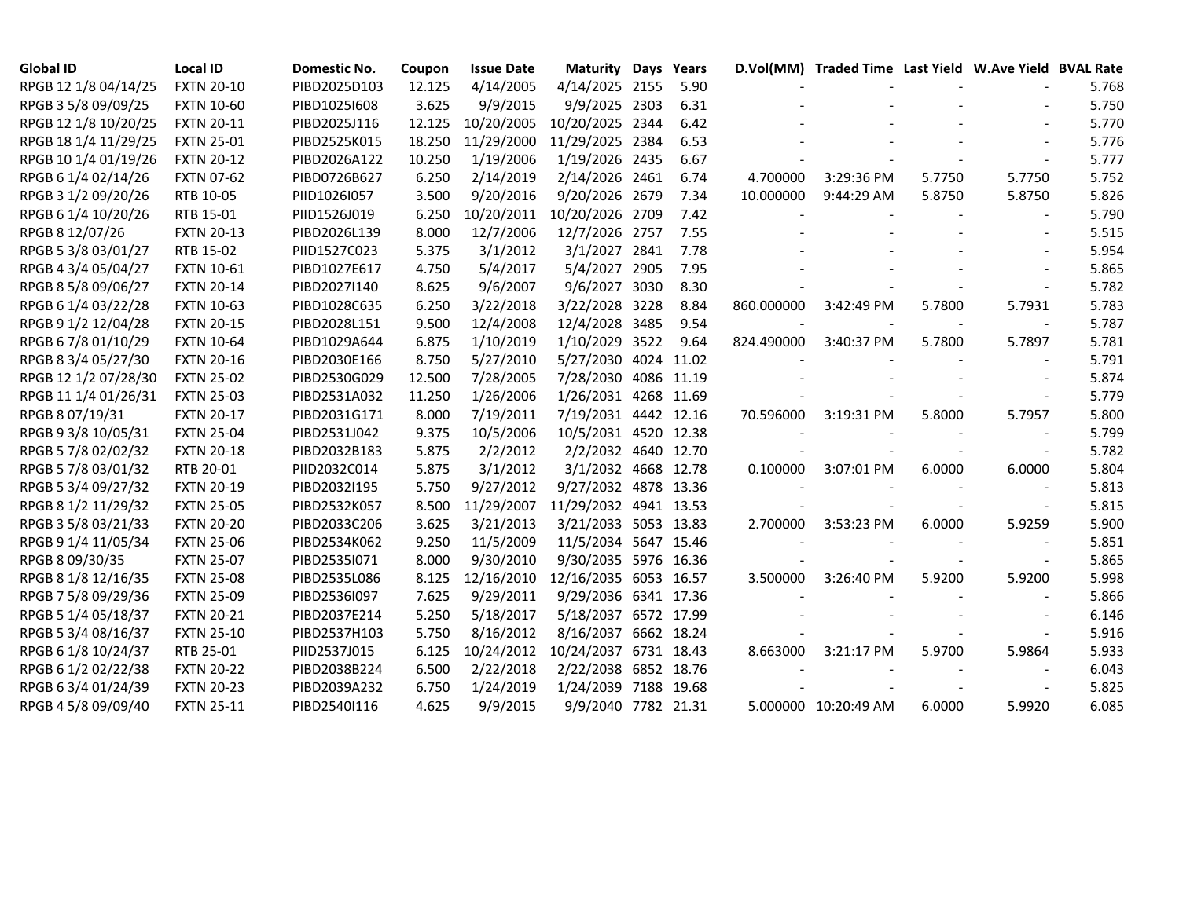| Global ID | Local ID | Domestic No. | Coupon | Issue Date | Maturity | Days | Years | D.Vol(MM) | Traded Time | Last Yield | W.Ave Yield | BVAL Rate |
|---|---|---|---|---|---|---|---|---|---|---|---|---|
| RPGB 12 1/8 04/14/25 | FXTN 20-10 | PIBD2025D103 | 12.125 | 4/14/2005 | 4/14/2025 | 2155 | 5.90 | - | - | - | - | 5.768 |
| RPGB 3 5/8 09/09/25 | FXTN 10-60 | PIBD1025I608 | 3.625 | 9/9/2015 | 9/9/2025 | 2303 | 6.31 | - | - | - | - | 5.750 |
| RPGB 12 1/8 10/20/25 | FXTN 20-11 | PIBD2025J116 | 12.125 | 10/20/2005 | 10/20/2025 | 2344 | 6.42 | - | - | - | - | 5.770 |
| RPGB 18 1/4 11/29/25 | FXTN 25-01 | PIBD2525K015 | 18.250 | 11/29/2000 | 11/29/2025 | 2384 | 6.53 | - | - | - | - | 5.776 |
| RPGB 10 1/4 01/19/26 | FXTN 20-12 | PIBD2026A122 | 10.250 | 1/19/2006 | 1/19/2026 | 2435 | 6.67 | - | - | - | - | 5.777 |
| RPGB 6 1/4 02/14/26 | FXTN 07-62 | PIBD0726B627 | 6.250 | 2/14/2019 | 2/14/2026 | 2461 | 6.74 | 4.700000 | 3:29:36 PM | 5.7750 | 5.7750 | 5.752 |
| RPGB 3 1/2 09/20/26 | RTB 10-05 | PIID1026I057 | 3.500 | 9/20/2016 | 9/20/2026 | 2679 | 7.34 | 10.000000 | 9:44:29 AM | 5.8750 | 5.8750 | 5.826 |
| RPGB 6 1/4 10/20/26 | RTB 15-01 | PIID1526J019 | 6.250 | 10/20/2011 | 10/20/2026 | 2709 | 7.42 | - | - | - | - | 5.790 |
| RPGB 8 12/07/26 | FXTN 20-13 | PIBD2026L139 | 8.000 | 12/7/2006 | 12/7/2026 | 2757 | 7.55 | - | - | - | - | 5.515 |
| RPGB 5 3/8 03/01/27 | RTB 15-02 | PIID1527C023 | 5.375 | 3/1/2012 | 3/1/2027 | 2841 | 7.78 | - | - | - | - | 5.954 |
| RPGB 4 3/4 05/04/27 | FXTN 10-61 | PIBD1027E617 | 4.750 | 5/4/2017 | 5/4/2027 | 2905 | 7.95 | - | - | - | - | 5.865 |
| RPGB 8 5/8 09/06/27 | FXTN 20-14 | PIBD2027I140 | 8.625 | 9/6/2007 | 9/6/2027 | 3030 | 8.30 | - | - | - | - | 5.782 |
| RPGB 6 1/4 03/22/28 | FXTN 10-63 | PIBD1028C635 | 6.250 | 3/22/2018 | 3/22/2028 | 3228 | 8.84 | 860.000000 | 3:42:49 PM | 5.7800 | 5.7931 | 5.783 |
| RPGB 9 1/2 12/04/28 | FXTN 20-15 | PIBD2028L151 | 9.500 | 12/4/2008 | 12/4/2028 | 3485 | 9.54 | - | - | - | - | 5.787 |
| RPGB 6 7/8 01/10/29 | FXTN 10-64 | PIBD1029A644 | 6.875 | 1/10/2019 | 1/10/2029 | 3522 | 9.64 | 824.490000 | 3:40:37 PM | 5.7800 | 5.7897 | 5.781 |
| RPGB 8 3/4 05/27/30 | FXTN 20-16 | PIBD2030E166 | 8.750 | 5/27/2010 | 5/27/2030 | 4024 | 11.02 | - | - | - | - | 5.791 |
| RPGB 12 1/2 07/28/30 | FXTN 25-02 | PIBD2530G029 | 12.500 | 7/28/2005 | 7/28/2030 | 4086 | 11.19 | - | - | - | - | 5.874 |
| RPGB 11 1/4 01/26/31 | FXTN 25-03 | PIBD2531A032 | 11.250 | 1/26/2006 | 1/26/2031 | 4268 | 11.69 | - | - | - | - | 5.779 |
| RPGB 8 07/19/31 | FXTN 20-17 | PIBD2031G171 | 8.000 | 7/19/2011 | 7/19/2031 | 4442 | 12.16 | 70.596000 | 3:19:31 PM | 5.8000 | 5.7957 | 5.800 |
| RPGB 9 3/8 10/05/31 | FXTN 25-04 | PIBD2531J042 | 9.375 | 10/5/2006 | 10/5/2031 | 4520 | 12.38 | - | - | - | - | 5.799 |
| RPGB 5 7/8 02/02/32 | FXTN 20-18 | PIBD2032B183 | 5.875 | 2/2/2012 | 2/2/2032 | 4640 | 12.70 | - | - | - | - | 5.782 |
| RPGB 5 7/8 03/01/32 | RTB 20-01 | PIID2032C014 | 5.875 | 3/1/2012 | 3/1/2032 | 4668 | 12.78 | 0.100000 | 3:07:01 PM | 6.0000 | 6.0000 | 5.804 |
| RPGB 5 3/4 09/27/32 | FXTN 20-19 | PIBD2032I195 | 5.750 | 9/27/2012 | 9/27/2032 | 4878 | 13.36 | - | - | - | - | 5.813 |
| RPGB 8 1/2 11/29/32 | FXTN 25-05 | PIBD2532K057 | 8.500 | 11/29/2007 | 11/29/2032 | 4941 | 13.53 | - | - | - | - | 5.815 |
| RPGB 3 5/8 03/21/33 | FXTN 20-20 | PIBD2033C206 | 3.625 | 3/21/2013 | 3/21/2033 | 5053 | 13.83 | 2.700000 | 3:53:23 PM | 6.0000 | 5.9259 | 5.900 |
| RPGB 9 1/4 11/05/34 | FXTN 25-06 | PIBD2534K062 | 9.250 | 11/5/2009 | 11/5/2034 | 5647 | 15.46 | - | - | - | - | 5.851 |
| RPGB 8 09/30/35 | FXTN 25-07 | PIBD2535I071 | 8.000 | 9/30/2010 | 9/30/2035 | 5976 | 16.36 | - | - | - | - | 5.865 |
| RPGB 8 1/8 12/16/35 | FXTN 25-08 | PIBD2535L086 | 8.125 | 12/16/2010 | 12/16/2035 | 6053 | 16.57 | 3.500000 | 3:26:40 PM | 5.9200 | 5.9200 | 5.998 |
| RPGB 7 5/8 09/29/36 | FXTN 25-09 | PIBD2536I097 | 7.625 | 9/29/2011 | 9/29/2036 | 6341 | 17.36 | - | - | - | - | 5.866 |
| RPGB 5 1/4 05/18/37 | FXTN 20-21 | PIBD2037E214 | 5.250 | 5/18/2017 | 5/18/2037 | 6572 | 17.99 | - | - | - | - | 6.146 |
| RPGB 5 3/4 08/16/37 | FXTN 25-10 | PIBD2537H103 | 5.750 | 8/16/2012 | 8/16/2037 | 6662 | 18.24 | - | - | - | - | 5.916 |
| RPGB 6 1/8 10/24/37 | RTB 25-01 | PIID2537J015 | 6.125 | 10/24/2012 | 10/24/2037 | 6731 | 18.43 | 8.663000 | 3:21:17 PM | 5.9700 | 5.9864 | 5.933 |
| RPGB 6 1/2 02/22/38 | FXTN 20-22 | PIBD2038B224 | 6.500 | 2/22/2018 | 2/22/2038 | 6852 | 18.76 | - | - | - | - | 6.043 |
| RPGB 6 3/4 01/24/39 | FXTN 20-23 | PIBD2039A232 | 6.750 | 1/24/2019 | 1/24/2039 | 7188 | 19.68 | - | - | - | - | 5.825 |
| RPGB 4 5/8 09/09/40 | FXTN 25-11 | PIBD2540I116 | 4.625 | 9/9/2015 | 9/9/2040 | 7782 | 21.31 | 5.000000 | 10:20:49 AM | 6.0000 | 5.9920 | 6.085 |